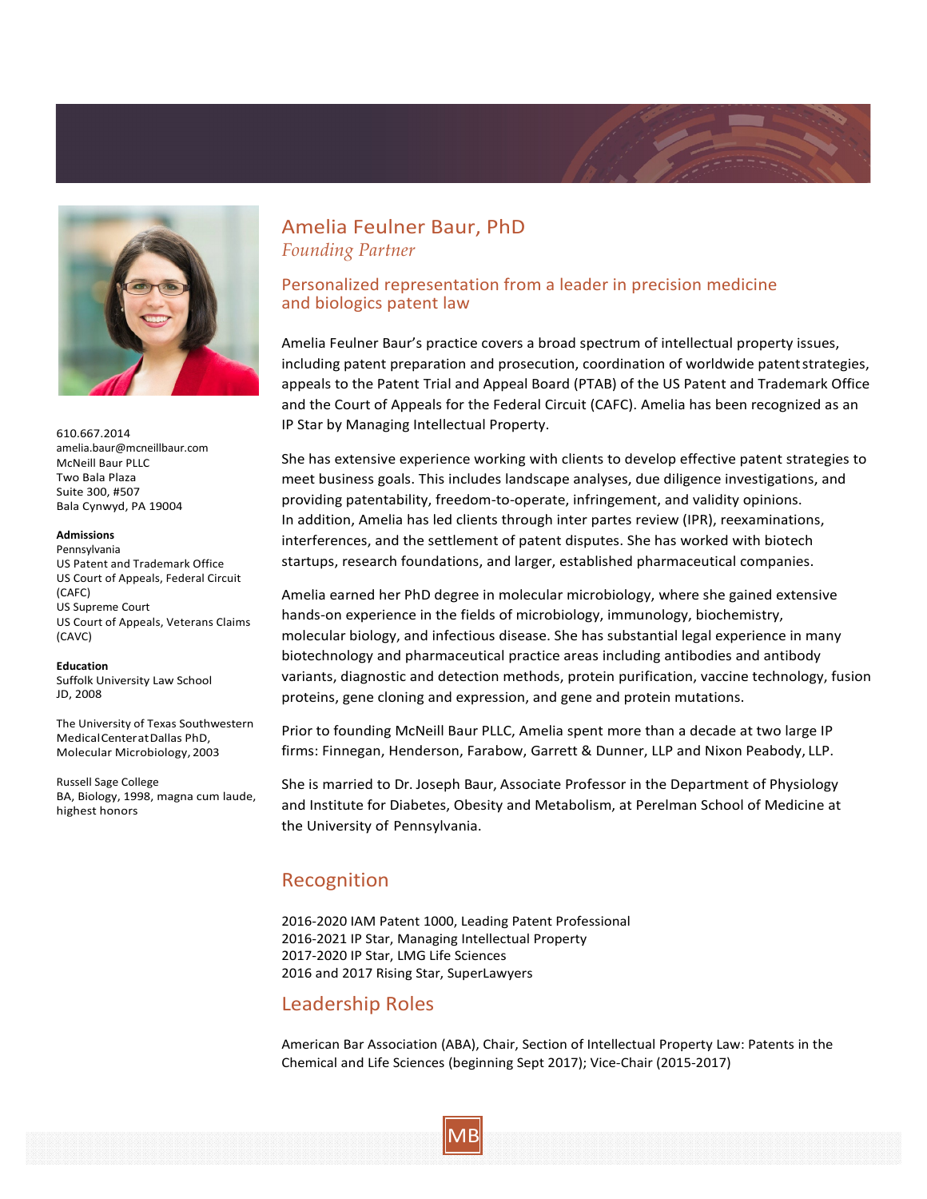# Amelia Feulner Baur, PhD

*Founding Partner*

610.667.2014
amelia.baur@mcneillbaur.com
McNeill Baur PLLC
Two Bala Plaza
Suite 300, #507
Bala Cynwyd, PA 19004

**Admissions**

Pennsylvania
US Patent and Trademark Office
US Court of Appeals, Federal Circuit (CAFC)
US Supreme Court
US Court of Appeals, Veterans Claims (CAVC)

**Education**

Suffolk University Law School
JD, 2008

The University of Texas Southwestern Medical Center at Dallas PhD, Molecular Microbiology, 2003

Russell Sage College
BA, Biology, 1998, magna cum laude, highest honors

## Personalized representation from a leader in precision medicine and biologics patent law

Amelia Feulner Baur's practice covers a broad spectrum of intellectual property issues, including patent preparation and prosecution, coordination of worldwide patent strategies, appeals to the Patent Trial and Appeal Board (PTAB) of the US Patent and Trademark Office and the Court of Appeals for the Federal Circuit (CAFC). Amelia has been recognized as an IP Star by Managing Intellectual Property.

She has extensive experience working with clients to develop effective patent strategies to meet business goals. This includes landscape analyses, due diligence investigations, and providing patentability, freedom-to-operate, infringement, and validity opinions. In addition, Amelia has led clients through inter partes review (IPR), reexaminations, interferences, and the settlement of patent disputes. She has worked with biotech startups, research foundations, and larger, established pharmaceutical companies.

Amelia earned her PhD degree in molecular microbiology, where she gained extensive hands-on experience in the fields of microbiology, immunology, biochemistry, molecular biology, and infectious disease. She has substantial legal experience in many biotechnology and pharmaceutical practice areas including antibodies and antibody variants, diagnostic and detection methods, protein purification, vaccine technology, fusion proteins, gene cloning and expression, and gene and protein mutations.

Prior to founding McNeill Baur PLLC, Amelia spent more than a decade at two large IP firms: Finnegan, Henderson, Farabow, Garrett & Dunner, LLP and Nixon Peabody, LLP.

She is married to Dr. Joseph Baur, Associate Professor in the Department of Physiology and Institute for Diabetes, Obesity and Metabolism, at Perelman School of Medicine at the University of Pennsylvania.

## Recognition

2016-2020 IAM Patent 1000, Leading Patent Professional
2016-2021 IP Star, Managing Intellectual Property
2017-2020 IP Star, LMG Life Sciences
2016 and 2017 Rising Star, SuperLawyers

## Leadership Roles

American Bar Association (ABA), Chair, Section of Intellectual Property Law: Patents in the Chemical and Life Sciences (beginning Sept 2017); Vice-Chair (2015-2017)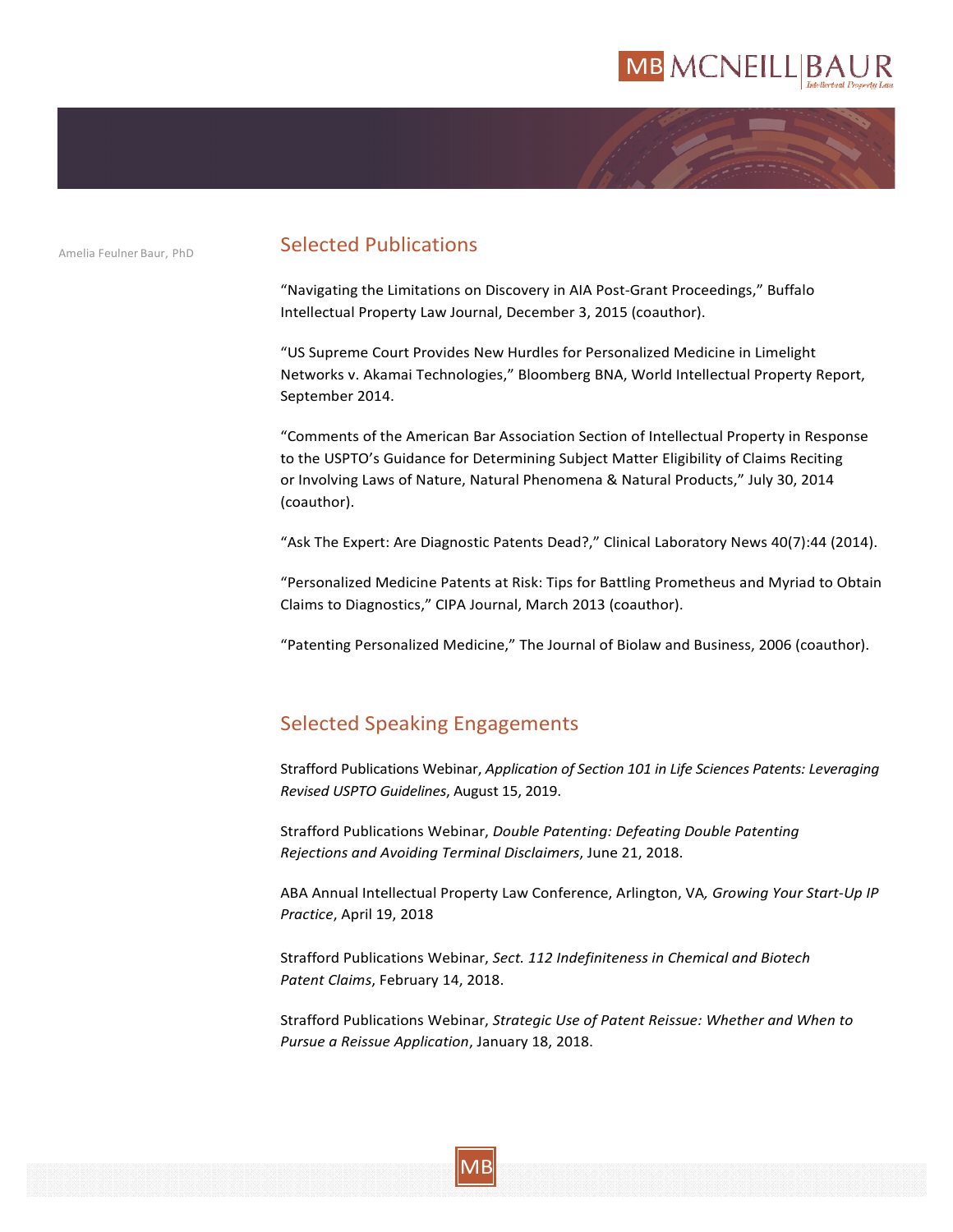Amelia Feulner Baur, PhD

## Selected Publications

"Navigating the Limitations on Discovery in AIA Post-Grant Proceedings," Buffalo Intellectual Property Law Journal, December 3, 2015 (coauthor).

"US Supreme Court Provides New Hurdles for Personalized Medicine in Limelight Networks v. Akamai Technologies," Bloomberg BNA, World Intellectual Property Report, September 2014.

"Comments of the American Bar Association Section of Intellectual Property in Response to the USPTO's Guidance for Determining Subject Matter Eligibility of Claims Reciting or Involving Laws of Nature, Natural Phenomena & Natural Products," July 30, 2014 (coauthor).

"Ask The Expert: Are Diagnostic Patents Dead?," Clinical Laboratory News 40(7):44 (2014).

"Personalized Medicine Patents at Risk: Tips for Battling Prometheus and Myriad to Obtain Claims to Diagnostics," CIPA Journal, March 2013 (coauthor).

"Patenting Personalized Medicine," The Journal of Biolaw and Business, 2006 (coauthor).

## Selected Speaking Engagements

Strafford Publications Webinar, *Application of Section 101 in Life Sciences Patents: Leveraging Revised USPTO Guidelines*, August 15, 2019.

Strafford Publications Webinar, *Double Patenting: Defeating Double Patenting Rejections and Avoiding Terminal Disclaimers*, June 21, 2018.

ABA Annual Intellectual Property Law Conference, Arlington, VA*, Growing Your Start-Up IP Practice*, April 19, 2018

Strafford Publications Webinar, *Sect. 112 Indefiniteness in Chemical and Biotech Patent Claims*, February 14, 2018.

Strafford Publications Webinar, *Strategic Use of Patent Reissue: Whether and When to Pursue a Reissue Application*, January 18, 2018.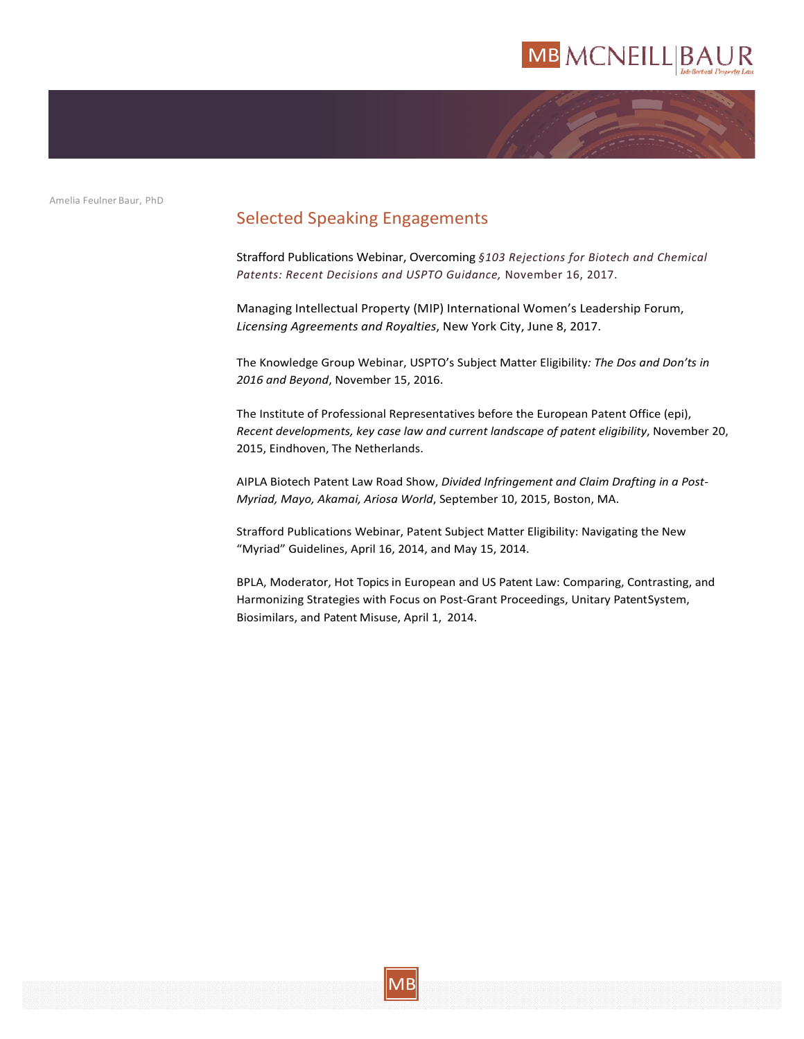Amelia Feulner Baur, PhD

## Selected Speaking Engagements

Strafford Publications Webinar, Overcoming *§103 Rejections for Biotech and Chemical Patents: Recent Decisions and USPTO Guidance,* November 16, 2017.

Managing Intellectual Property (MIP) International Women's Leadership Forum, *Licensing Agreements and Royalties*, New York City, June 8, 2017.

The Knowledge Group Webinar, USPTO's Subject Matter Eligibility*: The Dos and Don'ts in 2016 and Beyond*, November 15, 2016.

The Institute of Professional Representatives before the European Patent Office (epi), *Recent developments, key case law and current landscape of patent eligibility*, November 20, 2015, Eindhoven, The Netherlands.

AIPLA Biotech Patent Law Road Show, *Divided Infringement and Claim Drafting in a Post-Myriad, Mayo, Akamai, Ariosa World*, September 10, 2015, Boston, MA.

Strafford Publications Webinar, Patent Subject Matter Eligibility: Navigating the New "Myriad" Guidelines, April 16, 2014, and May 15, 2014.

BPLA, Moderator, Hot Topics in European and US Patent Law: Comparing, Contrasting, and Harmonizing Strategies with Focus on Post-Grant Proceedings, Unitary Patent System, Biosimilars, and Patent Misuse, April 1, 2014.